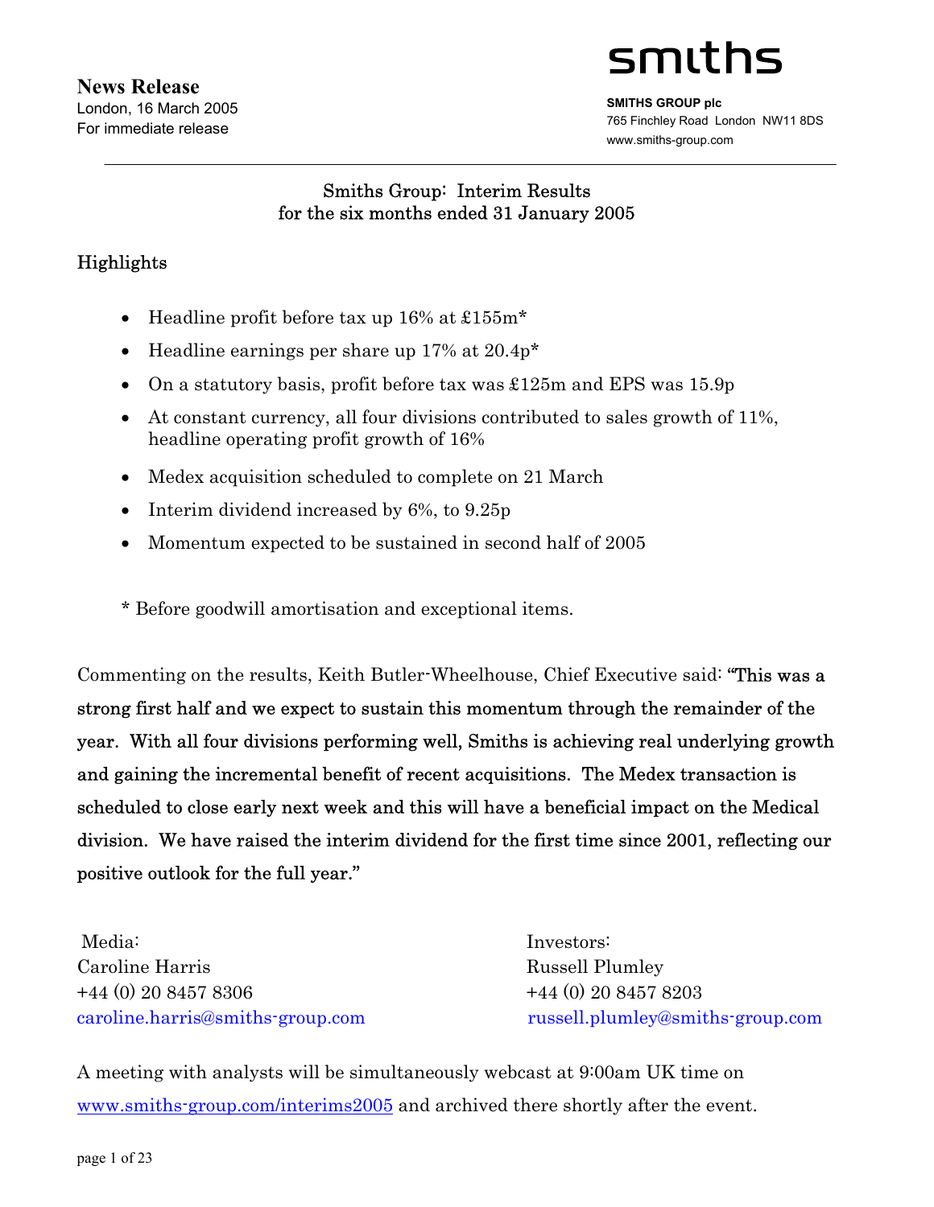**News Release**
London, 16 March 2005
For immediate release

smiths

**SMITHS GROUP plc**
765 Finchley Road London NW11 8DS
www.smiths-group.com

# Smiths Group: Interim Results for the six months ended 31 January 2005

## Highlights

- Headline profit before tax up 16% at £155m*
- Headline earnings per share up 17% at 20.4p*
- On a statutory basis, profit before tax was £125m and EPS was 15.9p
- At constant currency, all four divisions contributed to sales growth of 11%, headline operating profit growth of 16%
- Medex acquisition scheduled to complete on 21 March
- Interim dividend increased by 6%, to 9.25p
- Momentum expected to be sustained in second half of 2005

* Before goodwill amortisation and exceptional items.

Commenting on the results, Keith Butler-Wheelhouse, Chief Executive said: **"This was a strong first half and we expect to sustain this momentum through the remainder of the year. With all four divisions performing well, Smiths is achieving real underlying growth and gaining the incremental benefit of recent acquisitions. The Medex transaction is scheduled to close early next week and this will have a beneficial impact on the Medical division. We have raised the interim dividend for the first time since 2001, reflecting our positive outlook for the full year."**

Media:
Caroline Harris
+44 (0) 20 8457 8306
caroline.harris@smiths-group.com

Investors:
Russell Plumley
+44 (0) 20 8457 8203
russell.plumley@smiths-group.com

A meeting with analysts will be simultaneously webcast at 9:00am UK time on www.smiths-group.com/interims2005 and archived there shortly after the event.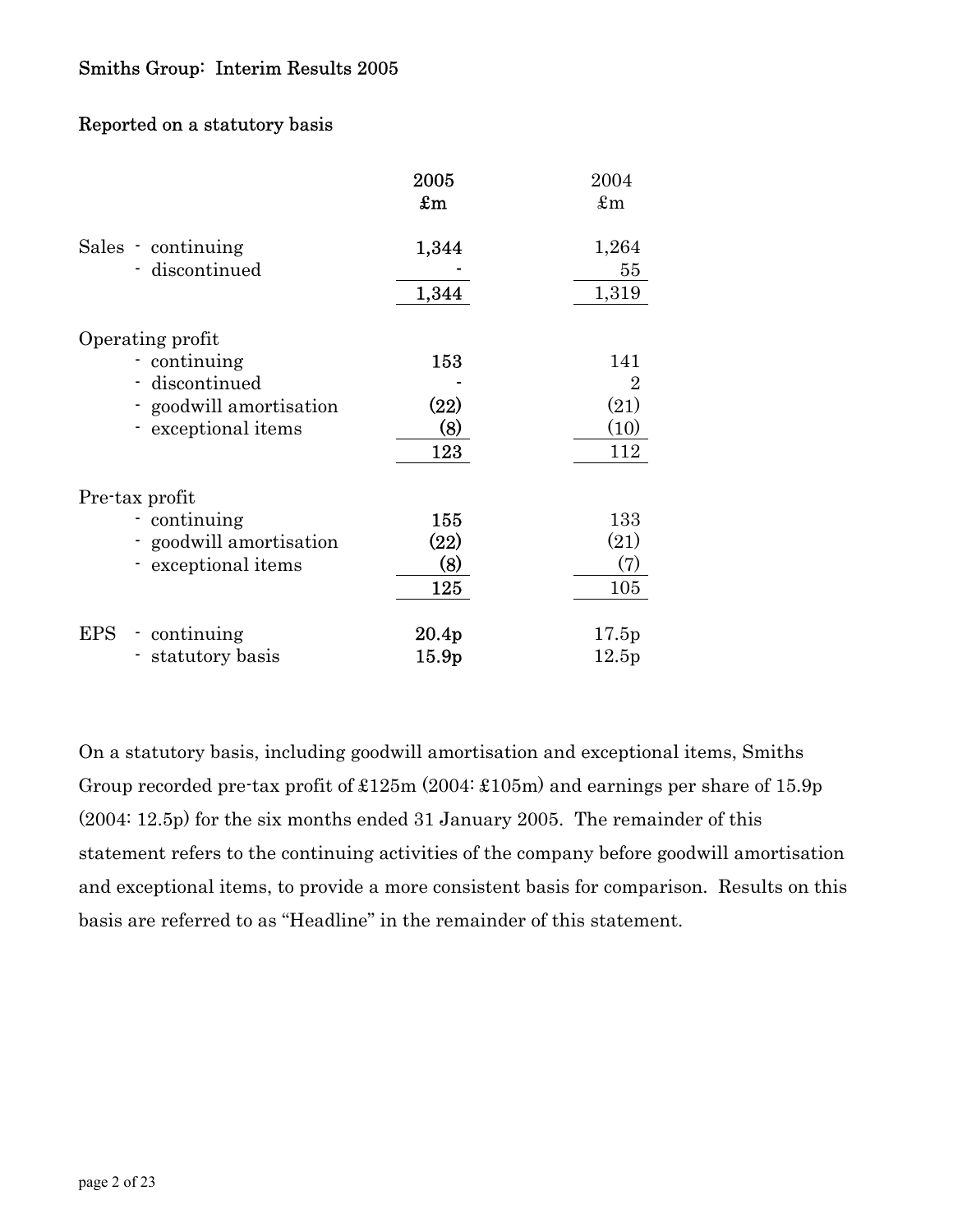## Smiths Group: Interim Results 2005

### Reported on a statutory basis

| | 2005 £m | 2004 £m |
|---|---|---|
| Sales - continuing | **1,344** | 1,264 |
| - discontinued | **-** | 55 |
| | **1,344** | 1,319 |
| Operating profit | | |
| - continuing | **153** | 141 |
| - discontinued | **-** | 2 |
| - goodwill amortisation | **(22)** | (21) |
| - exceptional items | **(8)** | (10) |
| | **123** | 112 |
| Pre-tax profit | | |
| - continuing | **155** | 133 |
| - goodwill amortisation | **(22)** | (21) |
| - exceptional items | **(8)** | (7) |
| | **125** | 105 |
| EPS - continuing | **20.4p** | 17.5p |
| - statutory basis | **15.9p** | 12.5p |

On a statutory basis, including goodwill amortisation and exceptional items, Smiths Group recorded pre-tax profit of £125m (2004: £105m) and earnings per share of 15.9p (2004: 12.5p) for the six months ended 31 January 2005. The remainder of this statement refers to the continuing activities of the company before goodwill amortisation and exceptional items, to provide a more consistent basis for comparison. Results on this basis are referred to as "Headline" in the remainder of this statement.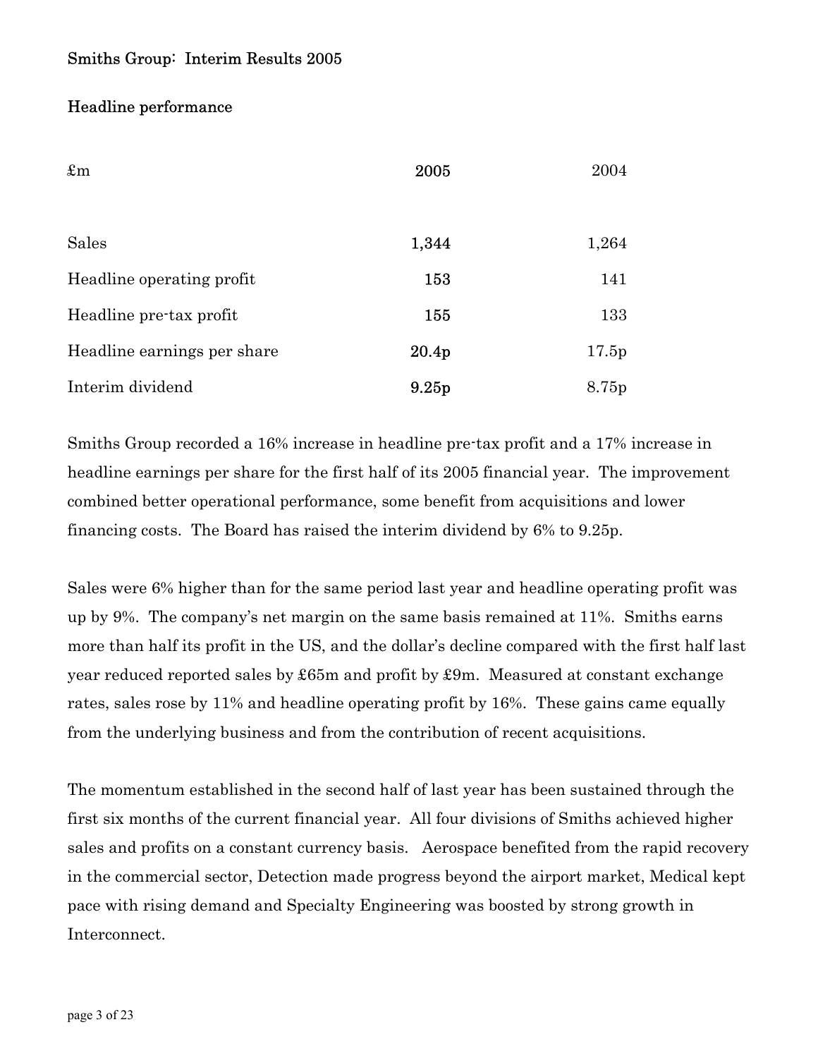# Smiths Group: Interim Results 2005

## Headline performance

| £m | 2005 | 2004 |
|---|---|---|
| Sales | **1,344** | 1,264 |
| Headline operating profit | **153** | 141 |
| Headline pre-tax profit | **155** | 133 |
| Headline earnings per share | **20.4p** | 17.5p |
| Interim dividend | **9.25p** | 8.75p |

Smiths Group recorded a 16% increase in headline pre-tax profit and a 17% increase in headline earnings per share for the first half of its 2005 financial year. The improvement combined better operational performance, some benefit from acquisitions and lower financing costs. The Board has raised the interim dividend by 6% to 9.25p.

Sales were 6% higher than for the same period last year and headline operating profit was up by 9%. The company's net margin on the same basis remained at 11%. Smiths earns more than half its profit in the US, and the dollar's decline compared with the first half last year reduced reported sales by £65m and profit by £9m. Measured at constant exchange rates, sales rose by 11% and headline operating profit by 16%. These gains came equally from the underlying business and from the contribution of recent acquisitions.

The momentum established in the second half of last year has been sustained through the first six months of the current financial year. All four divisions of Smiths achieved higher sales and profits on a constant currency basis. Aerospace benefited from the rapid recovery in the commercial sector, Detection made progress beyond the airport market, Medical kept pace with rising demand and Specialty Engineering was boosted by strong growth in Interconnect.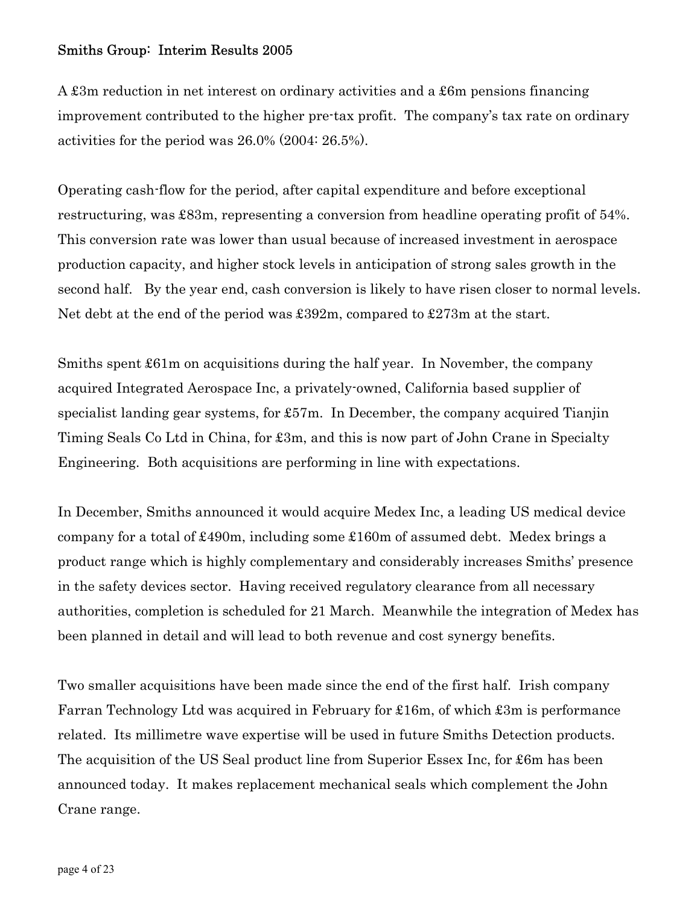A £3m reduction in net interest on ordinary activities and a £6m pensions financing improvement contributed to the higher pre-tax profit. The company's tax rate on ordinary activities for the period was 26.0% (2004: 26.5%).

Operating cash-flow for the period, after capital expenditure and before exceptional restructuring, was £83m, representing a conversion from headline operating profit of 54%. This conversion rate was lower than usual because of increased investment in aerospace production capacity, and higher stock levels in anticipation of strong sales growth in the second half. By the year end, cash conversion is likely to have risen closer to normal levels. Net debt at the end of the period was £392m, compared to £273m at the start.

Smiths spent £61m on acquisitions during the half year. In November, the company acquired Integrated Aerospace Inc, a privately-owned, California based supplier of specialist landing gear systems, for £57m. In December, the company acquired Tianjin Timing Seals Co Ltd in China, for £3m, and this is now part of John Crane in Specialty Engineering. Both acquisitions are performing in line with expectations.

In December, Smiths announced it would acquire Medex Inc, a leading US medical device company for a total of £490m, including some £160m of assumed debt. Medex brings a product range which is highly complementary and considerably increases Smiths' presence in the safety devices sector. Having received regulatory clearance from all necessary authorities, completion is scheduled for 21 March. Meanwhile the integration of Medex has been planned in detail and will lead to both revenue and cost synergy benefits.

Two smaller acquisitions have been made since the end of the first half. Irish company Farran Technology Ltd was acquired in February for £16m, of which £3m is performance related. Its millimetre wave expertise will be used in future Smiths Detection products. The acquisition of the US Seal product line from Superior Essex Inc, for £6m has been announced today. It makes replacement mechanical seals which complement the John Crane range.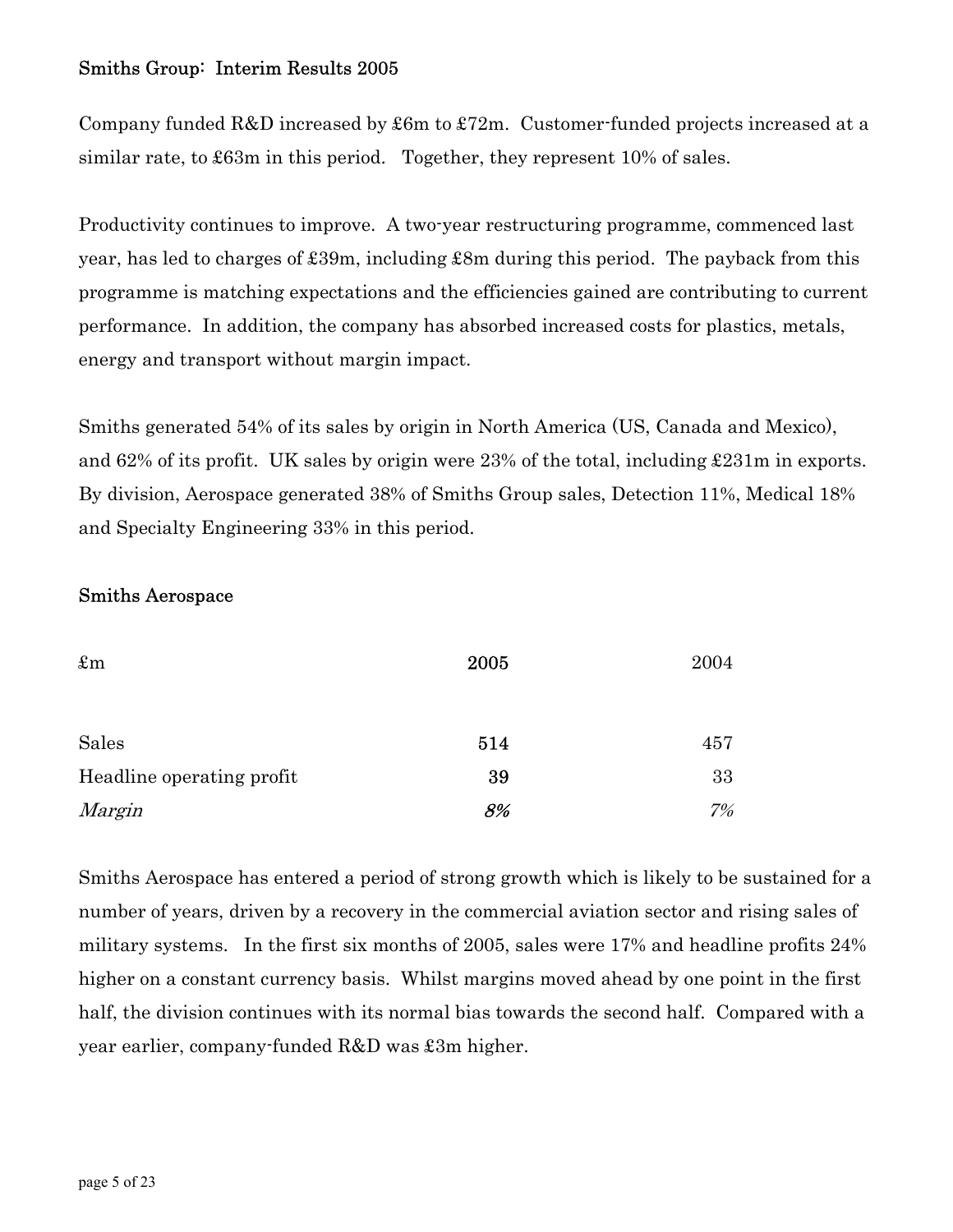Company funded R&D increased by £6m to £72m. Customer-funded projects increased at a similar rate, to £63m in this period. Together, they represent 10% of sales.

Productivity continues to improve. A two-year restructuring programme, commenced last year, has led to charges of £39m, including £8m during this period. The payback from this programme is matching expectations and the efficiencies gained are contributing to current performance. In addition, the company has absorbed increased costs for plastics, metals, energy and transport without margin impact.

Smiths generated 54% of its sales by origin in North America (US, Canada and Mexico), and 62% of its profit. UK sales by origin were 23% of the total, including £231m in exports. By division, Aerospace generated 38% of Smiths Group sales, Detection 11%, Medical 18% and Specialty Engineering 33% in this period.

## Smiths Aerospace

| £m | **2005** | 2004 |
|---|---|---|
| Sales | **514** | 457 |
| Headline operating profit | **39** | 33 |
| *Margin* | ***8%*** | *7%* |

Smiths Aerospace has entered a period of strong growth which is likely to be sustained for a number of years, driven by a recovery in the commercial aviation sector and rising sales of military systems. In the first six months of 2005, sales were 17% and headline profits 24% higher on a constant currency basis. Whilst margins moved ahead by one point in the first half, the division continues with its normal bias towards the second half. Compared with a year earlier, company-funded R&D was £3m higher.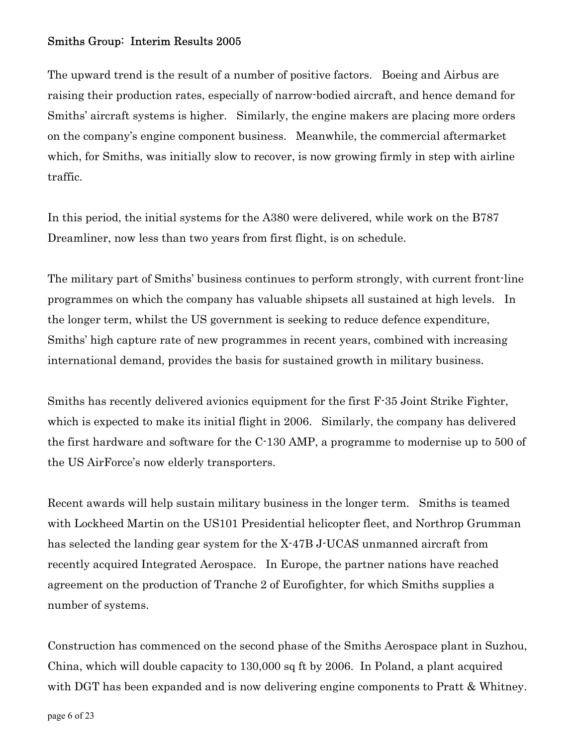The upward trend is the result of a number of positive factors. Boeing and Airbus are raising their production rates, especially of narrow-bodied aircraft, and hence demand for Smiths' aircraft systems is higher. Similarly, the engine makers are placing more orders on the company's engine component business. Meanwhile, the commercial aftermarket which, for Smiths, was initially slow to recover, is now growing firmly in step with airline traffic.

In this period, the initial systems for the A380 were delivered, while work on the B787 Dreamliner, now less than two years from first flight, is on schedule.

The military part of Smiths' business continues to perform strongly, with current front-line programmes on which the company has valuable shipsets all sustained at high levels. In the longer term, whilst the US government is seeking to reduce defence expenditure, Smiths' high capture rate of new programmes in recent years, combined with increasing international demand, provides the basis for sustained growth in military business.

Smiths has recently delivered avionics equipment for the first F-35 Joint Strike Fighter, which is expected to make its initial flight in 2006. Similarly, the company has delivered the first hardware and software for the C-130 AMP, a programme to modernise up to 500 of the US AirForce's now elderly transporters.

Recent awards will help sustain military business in the longer term. Smiths is teamed with Lockheed Martin on the US101 Presidential helicopter fleet, and Northrop Grumman has selected the landing gear system for the X-47B J-UCAS unmanned aircraft from recently acquired Integrated Aerospace. In Europe, the partner nations have reached agreement on the production of Tranche 2 of Eurofighter, for which Smiths supplies a number of systems.

Construction has commenced on the second phase of the Smiths Aerospace plant in Suzhou, China, which will double capacity to 130,000 sq ft by 2006. In Poland, a plant acquired with DGT has been expanded and is now delivering engine components to Pratt & Whitney.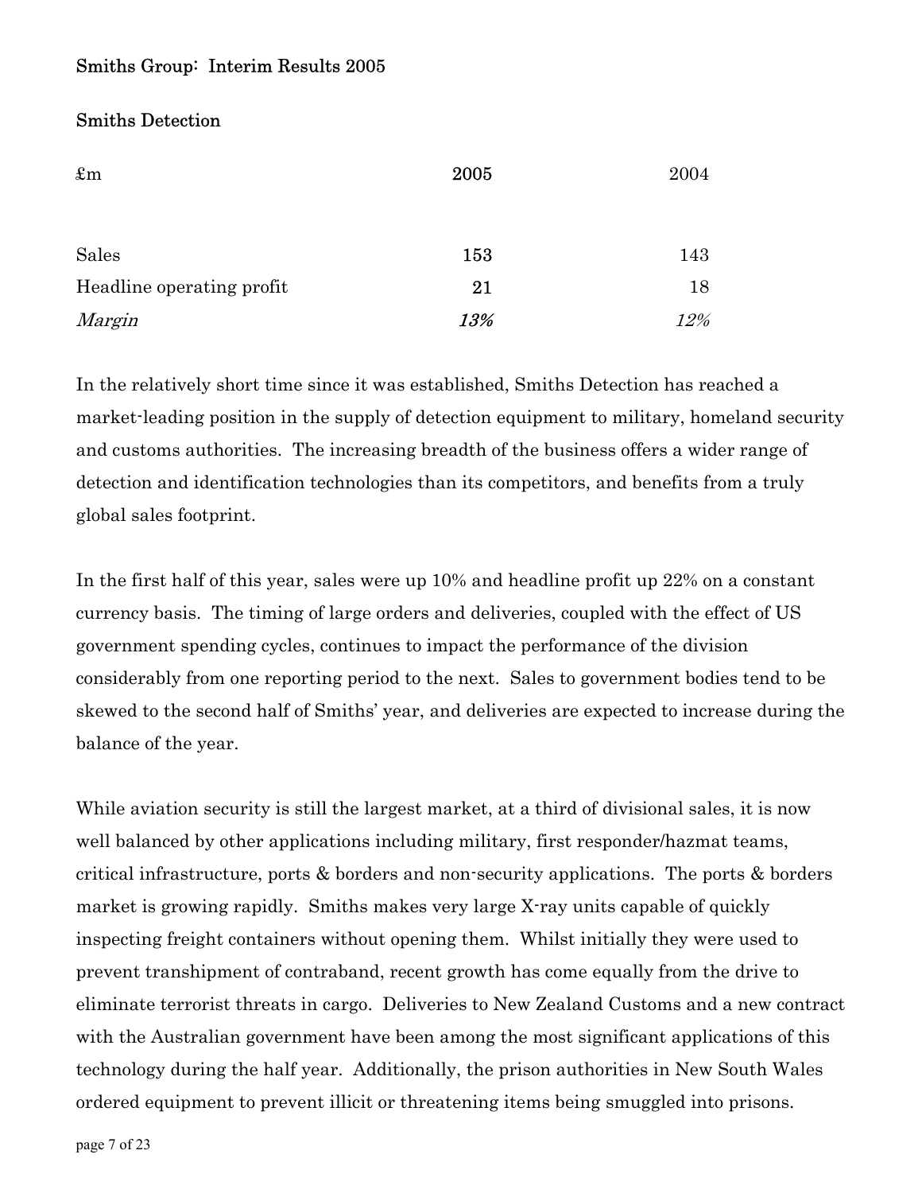Smiths Group: Interim Results 2005

## Smiths Detection

| £m | 2005 | 2004 |
|---|---|---|
| Sales | **153** | 143 |
| Headline operating profit | **21** | 18 |
| *Margin* | ***13%*** | *12%* |

In the relatively short time since it was established, Smiths Detection has reached a market-leading position in the supply of detection equipment to military, homeland security and customs authorities. The increasing breadth of the business offers a wider range of detection and identification technologies than its competitors, and benefits from a truly global sales footprint.

In the first half of this year, sales were up 10% and headline profit up 22% on a constant currency basis. The timing of large orders and deliveries, coupled with the effect of US government spending cycles, continues to impact the performance of the division considerably from one reporting period to the next. Sales to government bodies tend to be skewed to the second half of Smiths' year, and deliveries are expected to increase during the balance of the year.

While aviation security is still the largest market, at a third of divisional sales, it is now well balanced by other applications including military, first responder/hazmat teams, critical infrastructure, ports & borders and non-security applications. The ports & borders market is growing rapidly. Smiths makes very large X-ray units capable of quickly inspecting freight containers without opening them. Whilst initially they were used to prevent transhipment of contraband, recent growth has come equally from the drive to eliminate terrorist threats in cargo. Deliveries to New Zealand Customs and a new contract with the Australian government have been among the most significant applications of this technology during the half year. Additionally, the prison authorities in New South Wales ordered equipment to prevent illicit or threatening items being smuggled into prisons.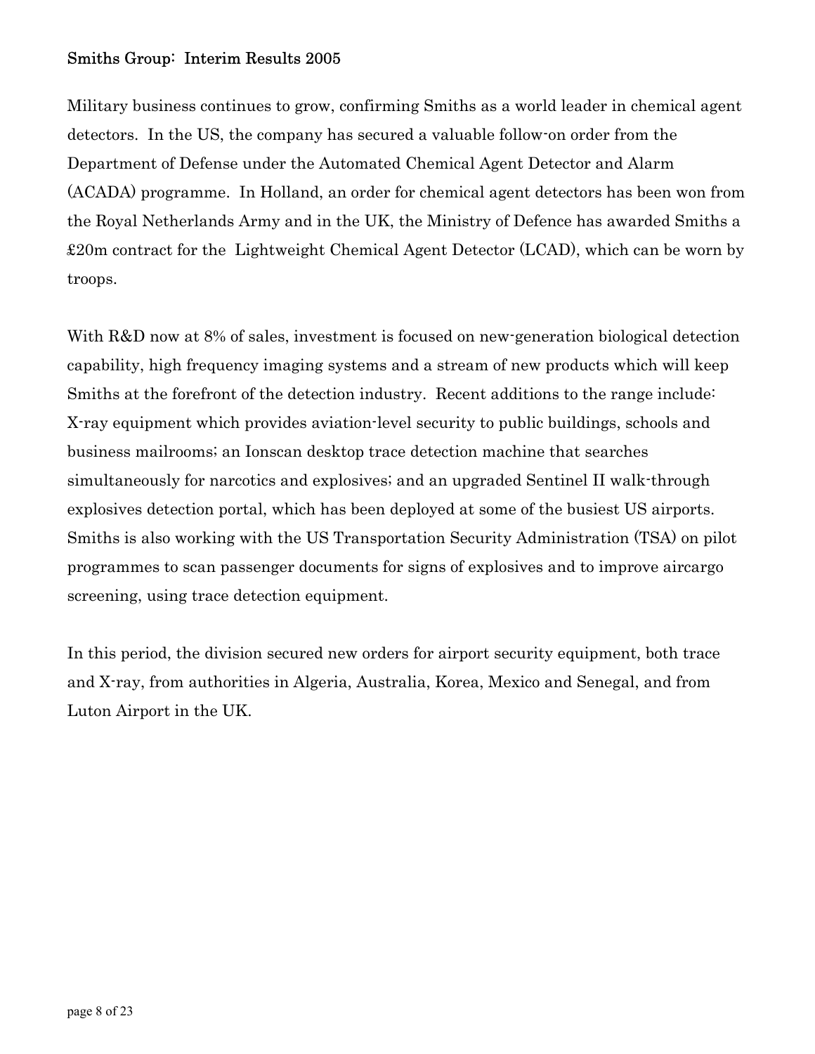Military business continues to grow, confirming Smiths as a world leader in chemical agent detectors. In the US, the company has secured a valuable follow-on order from the Department of Defense under the Automated Chemical Agent Detector and Alarm (ACADA) programme. In Holland, an order for chemical agent detectors has been won from the Royal Netherlands Army and in the UK, the Ministry of Defence has awarded Smiths a £20m contract for the Lightweight Chemical Agent Detector (LCAD), which can be worn by troops.

With R&D now at 8% of sales, investment is focused on new-generation biological detection capability, high frequency imaging systems and a stream of new products which will keep Smiths at the forefront of the detection industry. Recent additions to the range include: X-ray equipment which provides aviation-level security to public buildings, schools and business mailrooms; an Ionscan desktop trace detection machine that searches simultaneously for narcotics and explosives; and an upgraded Sentinel II walk-through explosives detection portal, which has been deployed at some of the busiest US airports. Smiths is also working with the US Transportation Security Administration (TSA) on pilot programmes to scan passenger documents for signs of explosives and to improve aircargo screening, using trace detection equipment.

In this period, the division secured new orders for airport security equipment, both trace and X-ray, from authorities in Algeria, Australia, Korea, Mexico and Senegal, and from Luton Airport in the UK.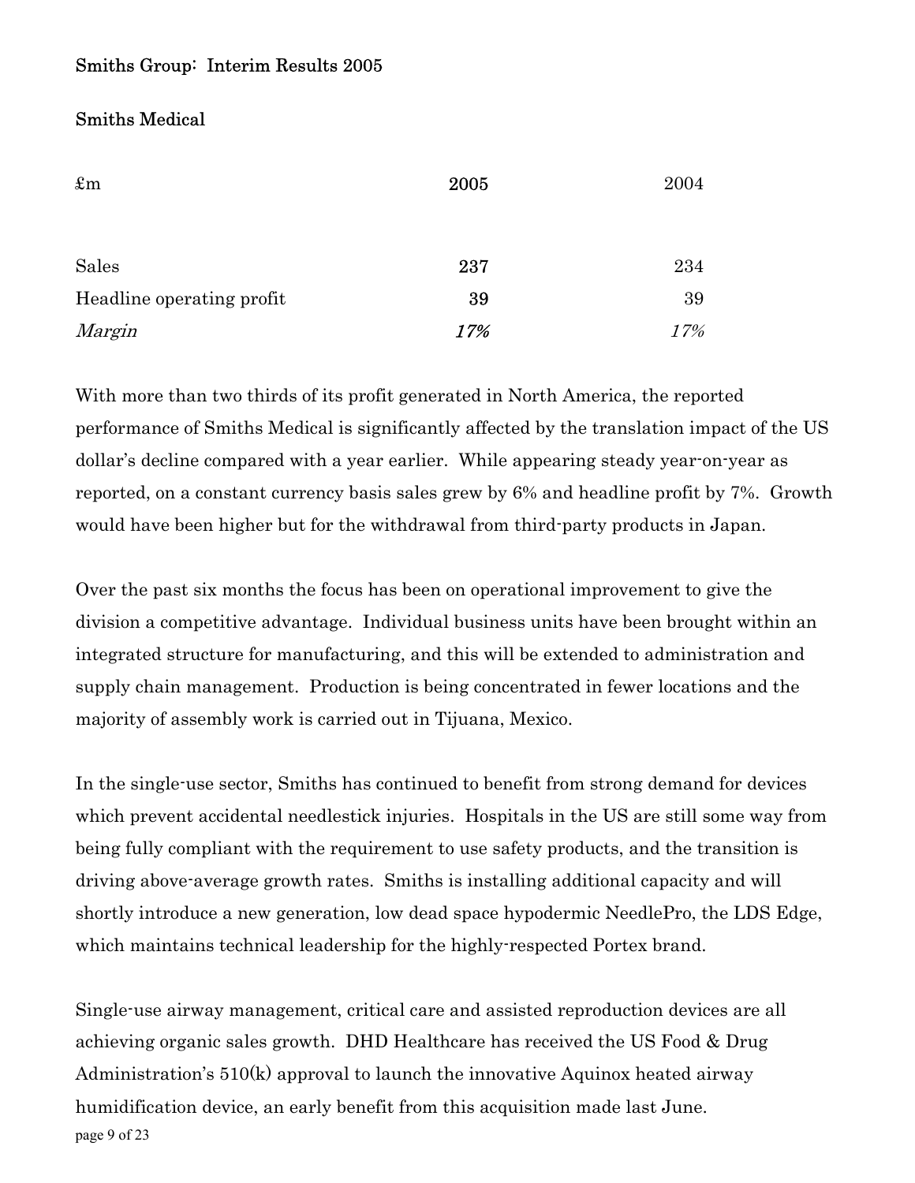## Smiths Medical

| £m | 2005 | 2004 |
|---|---|---|
| Sales | **237** | 234 |
| Headline operating profit | **39** | 39 |
| *Margin* | ***17%*** | *17%* |

With more than two thirds of its profit generated in North America, the reported performance of Smiths Medical is significantly affected by the translation impact of the US dollar's decline compared with a year earlier. While appearing steady year-on-year as reported, on a constant currency basis sales grew by 6% and headline profit by 7%. Growth would have been higher but for the withdrawal from third-party products in Japan.

Over the past six months the focus has been on operational improvement to give the division a competitive advantage. Individual business units have been brought within an integrated structure for manufacturing, and this will be extended to administration and supply chain management. Production is being concentrated in fewer locations and the majority of assembly work is carried out in Tijuana, Mexico.

In the single-use sector, Smiths has continued to benefit from strong demand for devices which prevent accidental needlestick injuries. Hospitals in the US are still some way from being fully compliant with the requirement to use safety products, and the transition is driving above-average growth rates. Smiths is installing additional capacity and will shortly introduce a new generation, low dead space hypodermic NeedlePro, the LDS Edge, which maintains technical leadership for the highly-respected Portex brand.

Single-use airway management, critical care and assisted reproduction devices are all achieving organic sales growth. DHD Healthcare has received the US Food & Drug Administration's 510(k) approval to launch the innovative Aquinox heated airway humidification device, an early benefit from this acquisition made last June.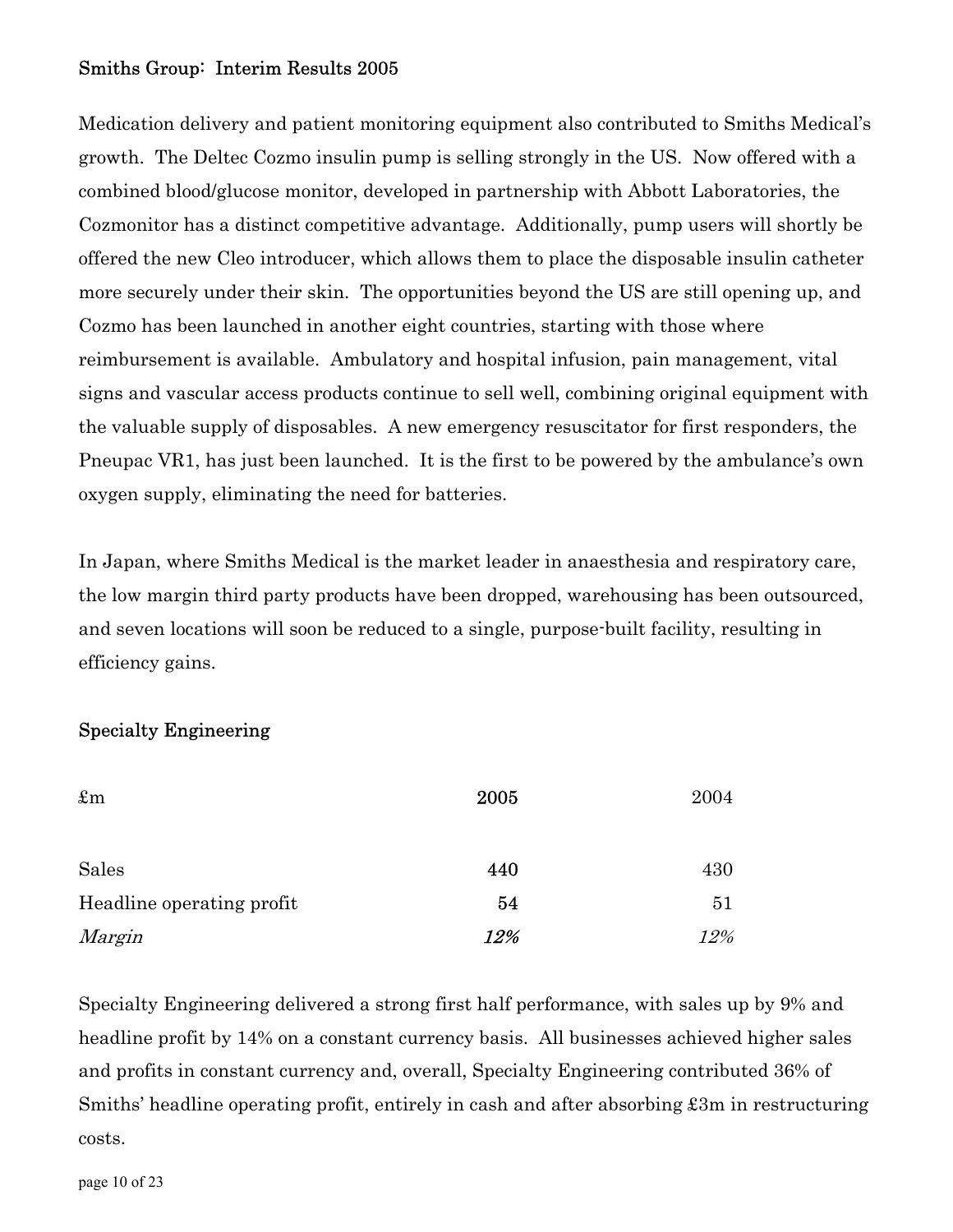Medication delivery and patient monitoring equipment also contributed to Smiths Medical's growth. The Deltec Cozmo insulin pump is selling strongly in the US. Now offered with a combined blood/glucose monitor, developed in partnership with Abbott Laboratories, the Cozmonitor has a distinct competitive advantage. Additionally, pump users will shortly be offered the new Cleo introducer, which allows them to place the disposable insulin catheter more securely under their skin. The opportunities beyond the US are still opening up, and Cozmo has been launched in another eight countries, starting with those where reimbursement is available. Ambulatory and hospital infusion, pain management, vital signs and vascular access products continue to sell well, combining original equipment with the valuable supply of disposables. A new emergency resuscitator for first responders, the Pneupac VR1, has just been launched. It is the first to be powered by the ambulance's own oxygen supply, eliminating the need for batteries.

In Japan, where Smiths Medical is the market leader in anaesthesia and respiratory care, the low margin third party products have been dropped, warehousing has been outsourced, and seven locations will soon be reduced to a single, purpose-built facility, resulting in efficiency gains.

## Specialty Engineering

| £m | **2005** | 2004 |
|---|---|---|
| Sales | **440** | 430 |
| Headline operating profit | **54** | 51 |
| *Margin* | ***12%*** | *12%* |

Specialty Engineering delivered a strong first half performance, with sales up by 9% and headline profit by 14% on a constant currency basis. All businesses achieved higher sales and profits in constant currency and, overall, Specialty Engineering contributed 36% of Smiths' headline operating profit, entirely in cash and after absorbing £3m in restructuring costs.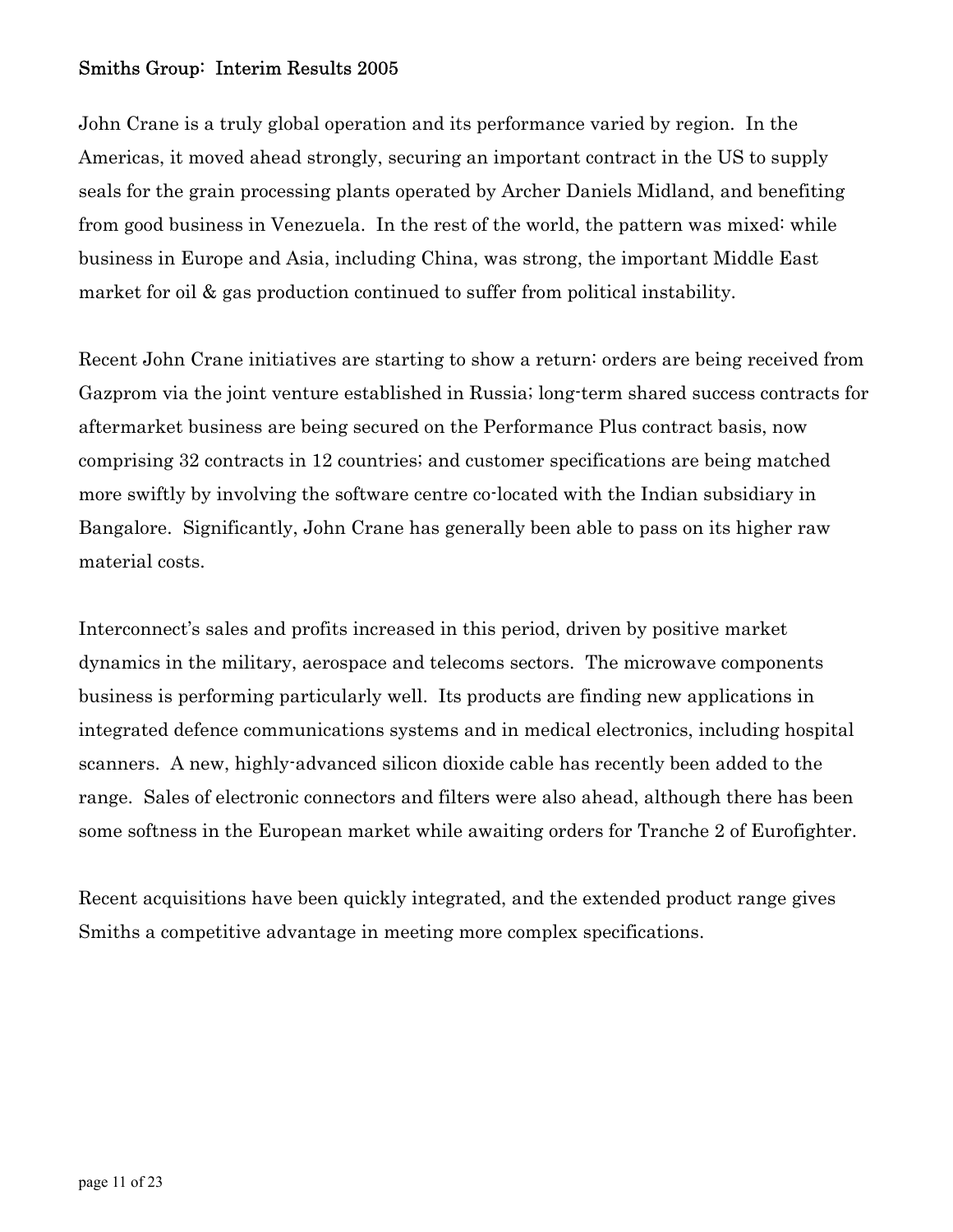John Crane is a truly global operation and its performance varied by region. In the Americas, it moved ahead strongly, securing an important contract in the US to supply seals for the grain processing plants operated by Archer Daniels Midland, and benefiting from good business in Venezuela. In the rest of the world, the pattern was mixed: while business in Europe and Asia, including China, was strong, the important Middle East market for oil & gas production continued to suffer from political instability.

Recent John Crane initiatives are starting to show a return: orders are being received from Gazprom via the joint venture established in Russia; long-term shared success contracts for aftermarket business are being secured on the Performance Plus contract basis, now comprising 32 contracts in 12 countries; and customer specifications are being matched more swiftly by involving the software centre co-located with the Indian subsidiary in Bangalore. Significantly, John Crane has generally been able to pass on its higher raw material costs.

Interconnect's sales and profits increased in this period, driven by positive market dynamics in the military, aerospace and telecoms sectors. The microwave components business is performing particularly well. Its products are finding new applications in integrated defence communications systems and in medical electronics, including hospital scanners. A new, highly-advanced silicon dioxide cable has recently been added to the range. Sales of electronic connectors and filters were also ahead, although there has been some softness in the European market while awaiting orders for Tranche 2 of Eurofighter.

Recent acquisitions have been quickly integrated, and the extended product range gives Smiths a competitive advantage in meeting more complex specifications.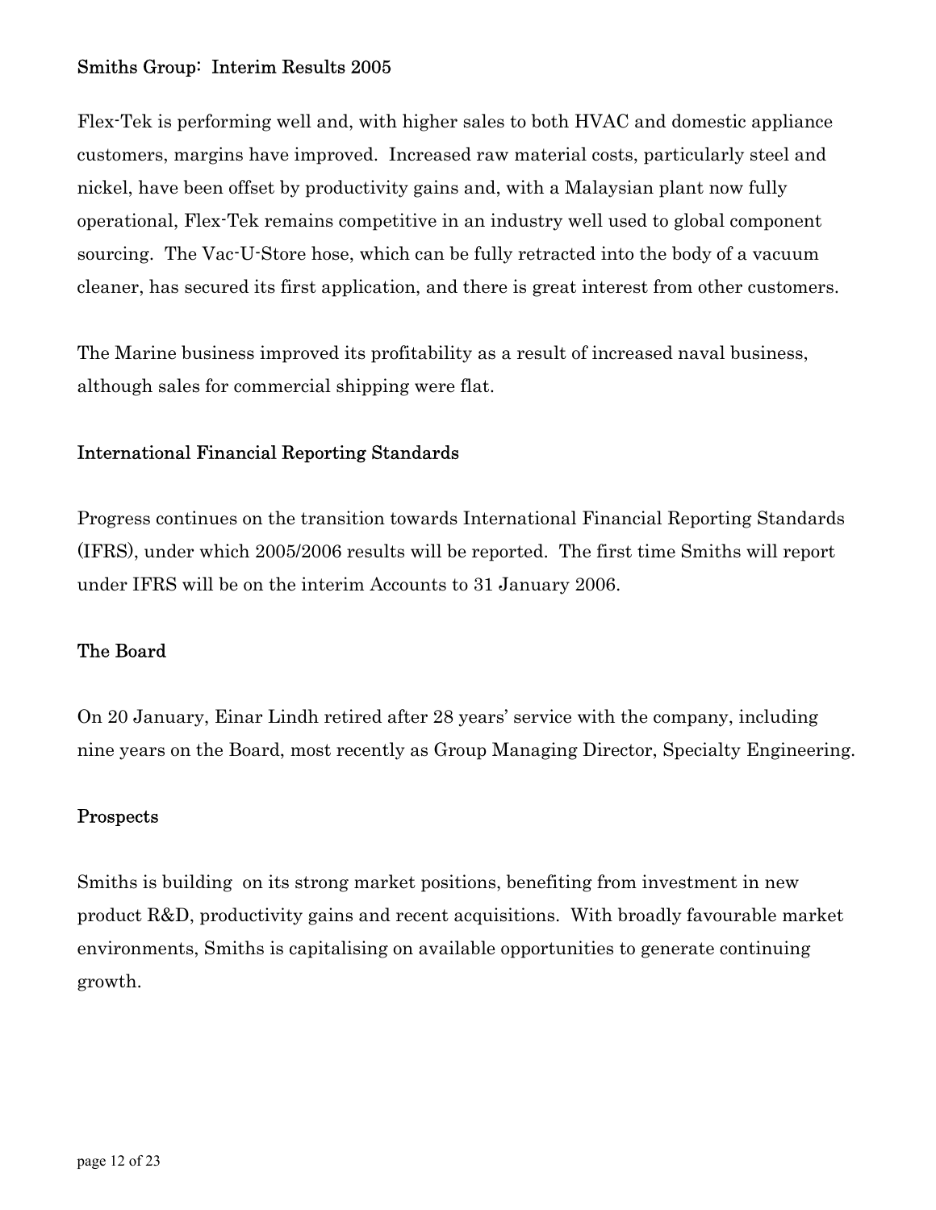Flex-Tek is performing well and, with higher sales to both HVAC and domestic appliance customers, margins have improved. Increased raw material costs, particularly steel and nickel, have been offset by productivity gains and, with a Malaysian plant now fully operational, Flex-Tek remains competitive in an industry well used to global component sourcing. The Vac-U-Store hose, which can be fully retracted into the body of a vacuum cleaner, has secured its first application, and there is great interest from other customers.

The Marine business improved its profitability as a result of increased naval business, although sales for commercial shipping were flat.

## International Financial Reporting Standards

Progress continues on the transition towards International Financial Reporting Standards (IFRS), under which 2005/2006 results will be reported. The first time Smiths will report under IFRS will be on the interim Accounts to 31 January 2006.

## The Board

On 20 January, Einar Lindh retired after 28 years' service with the company, including nine years on the Board, most recently as Group Managing Director, Specialty Engineering.

## Prospects

Smiths is building on its strong market positions, benefiting from investment in new product R&D, productivity gains and recent acquisitions. With broadly favourable market environments, Smiths is capitalising on available opportunities to generate continuing growth.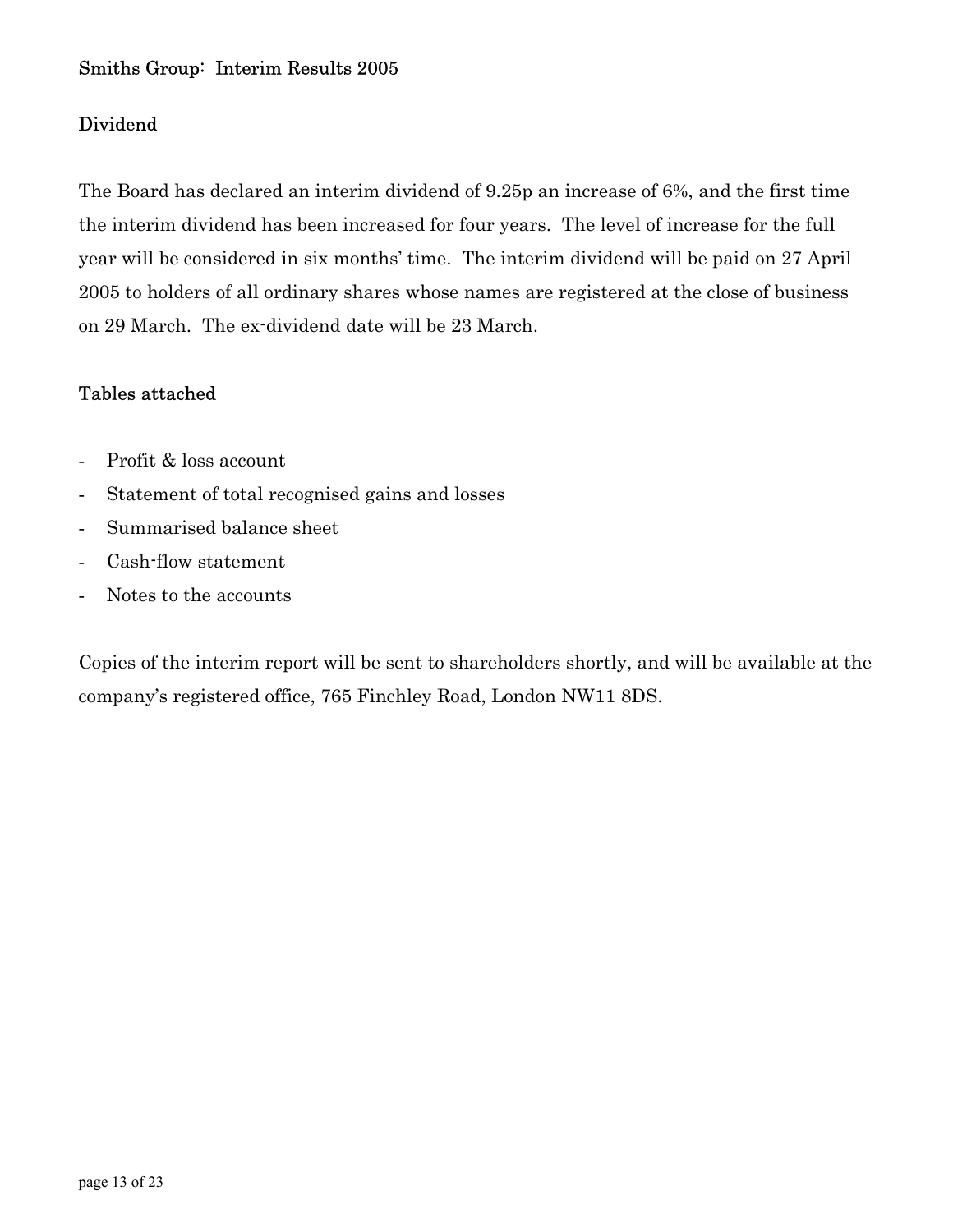## Smiths Group: Interim Results 2005

### Dividend

The Board has declared an interim dividend of 9.25p an increase of 6%, and the first time the interim dividend has been increased for four years. The level of increase for the full year will be considered in six months' time. The interim dividend will be paid on 27 April 2005 to holders of all ordinary shares whose names are registered at the close of business on 29 March. The ex-dividend date will be 23 March.

### Tables attached

- Profit & loss account
- Statement of total recognised gains and losses
- Summarised balance sheet
- Cash-flow statement
- Notes to the accounts

Copies of the interim report will be sent to shareholders shortly, and will be available at the company's registered office, 765 Finchley Road, London NW11 8DS.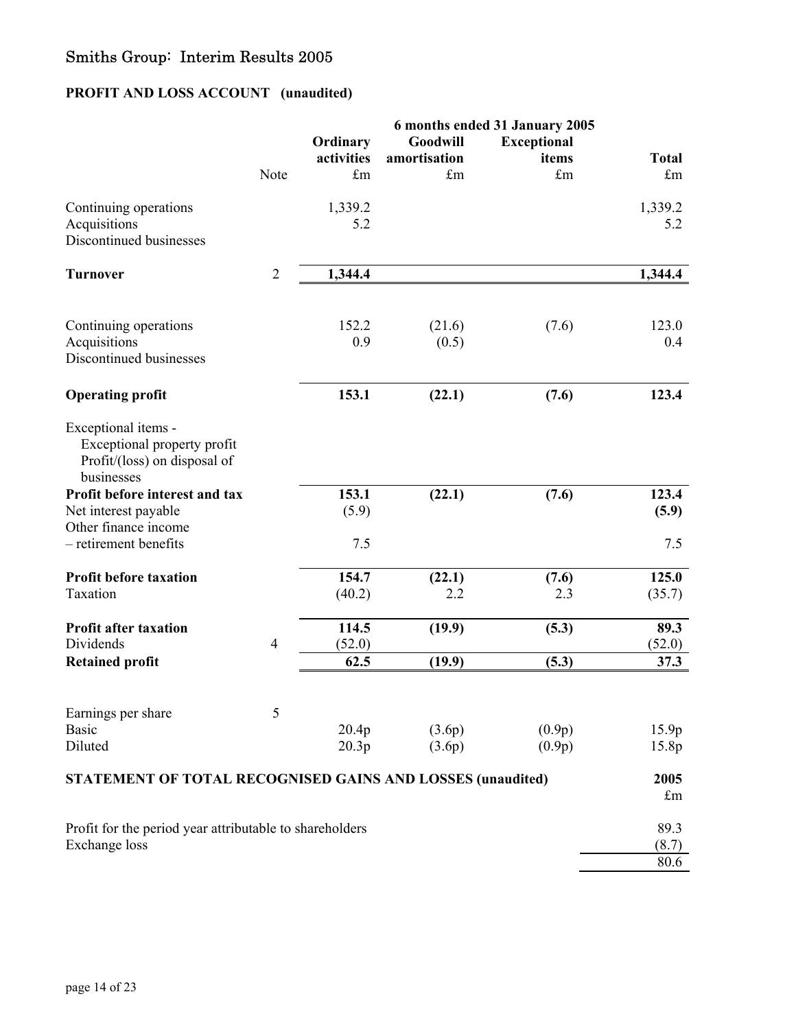# Smiths Group: Interim Results 2005

## PROFIT AND LOSS ACCOUNT (unaudited)

| | | 6 months ended 31 January 2005 | | | |
|---|---|---|---|---|---|
| | Note | Ordinary activities £m | Goodwill amortisation £m | Exceptional items £m | Total £m |
| Continuing operations | | 1,339.2 | | | 1,339.2 |
| Acquisitions | | 5.2 | | | 5.2 |
| Discontinued businesses | | | | | |
| **Turnover** | 2 | **1,344.4** | | | **1,344.4** |
| Continuing operations | | 152.2 | (21.6) | (7.6) | 123.0 |
| Acquisitions | | 0.9 | (0.5) | | 0.4 |
| Discontinued businesses | | | | | |
| **Operating profit** | | **153.1** | **(22.1)** | **(7.6)** | **123.4** |
| Exceptional items - | | | | | |
| Exceptional property profit | | | | | |
| Profit/(loss) on disposal of businesses | | | | | |
| **Profit before interest and tax** | | **153.1** | **(22.1)** | **(7.6)** | **123.4** |
| Net interest payable | | (5.9) | | | **(5.9)** |
| Other finance income – retirement benefits | | 7.5 | | | 7.5 |
| **Profit before taxation** | | **154.7** | **(22.1)** | **(7.6)** | **125.0** |
| Taxation | | (40.2) | 2.2 | 2.3 | (35.7) |
| **Profit after taxation** | | **114.5** | **(19.9)** | **(5.3)** | **89.3** |
| Dividends | 4 | (52.0) | | | (52.0) |
| **Retained profit** | | **62.5** | **(19.9)** | **(5.3)** | **37.3** |
| Earnings per share | 5 | | | | |
| Basic | | 20.4p | (3.6p) | (0.9p) | 15.9p |
| Diluted | | 20.3p | (3.6p) | (0.9p) | 15.8p |

## STATEMENT OF TOTAL RECOGNISED GAINS AND LOSSES (unaudited)

| | 2005 £m |
|---|---|
| Profit for the period year attributable to shareholders | 89.3 |
| Exchange loss | (8.7) |
| | 80.6 |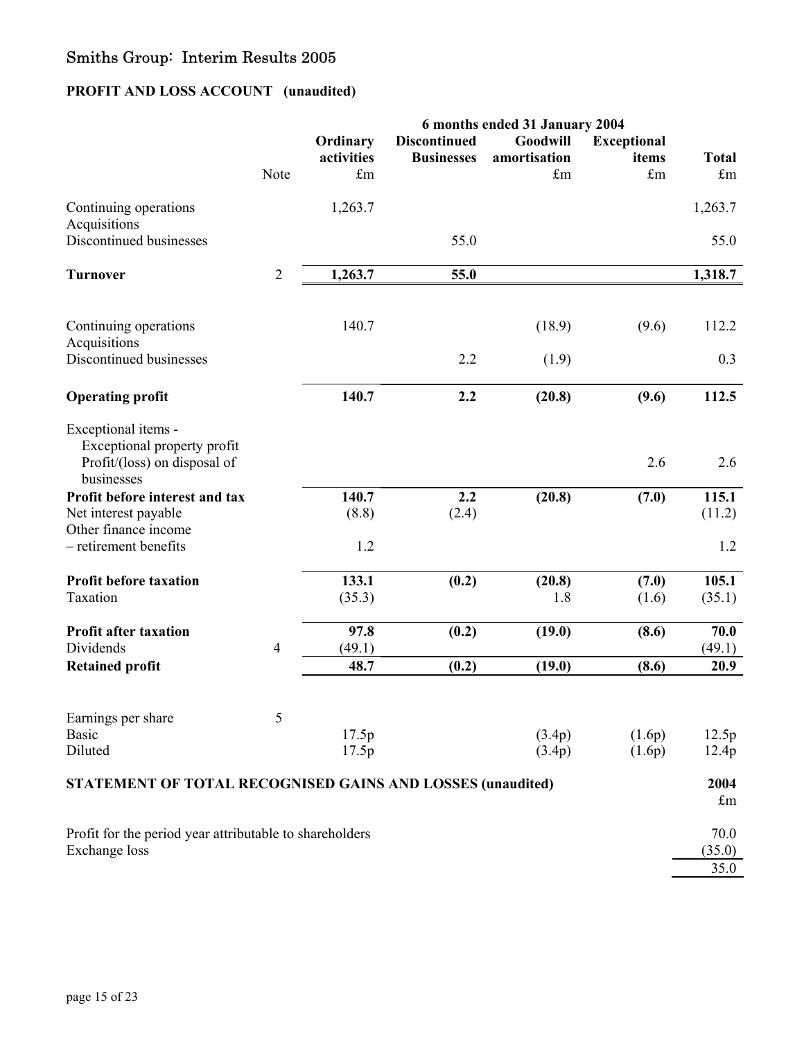# Smiths Group: Interim Results 2005

## PROFIT AND LOSS ACCOUNT (unaudited)

| | Note | 6 months ended 31 January 2004 | | | | |
|---|---|---|---|---|---|---|
| | | Ordinary activities £m | Discontinued Businesses | Goodwill amortisation £m | Exceptional items £m | Total £m |
| Continuing operations | | 1,263.7 | | | | 1,263.7 |
| Acquisitions | | | | | | |
| Discontinued businesses | | | 55.0 | | | 55.0 |
| **Turnover** | 2 | **1,263.7** | **55.0** | | | **1,318.7** |
| Continuing operations | | 140.7 | | (18.9) | (9.6) | 112.2 |
| Acquisitions | | | | | | |
| Discontinued businesses | | | 2.2 | (1.9) | | 0.3 |
| **Operating profit** | | **140.7** | **2.2** | **(20.8)** | **(9.6)** | **112.5** |
| Exceptional items - | | | | | | |
| Exceptional property profit | | | | | | |
| Profit/(loss) on disposal of businesses | | | | | 2.6 | 2.6 |
| **Profit before interest and tax** | | **140.7** | **2.2** | **(20.8)** | **(7.0)** | **115.1** |
| Net interest payable | | (8.8) | (2.4) | | | (11.2) |
| Other finance income – retirement benefits | | 1.2 | | | | 1.2 |
| **Profit before taxation** | | **133.1** | **(0.2)** | **(20.8)** | **(7.0)** | **105.1** |
| Taxation | | (35.3) | | 1.8 | (1.6) | (35.1) |
| **Profit after taxation** | | **97.8** | **(0.2)** | **(19.0)** | **(8.6)** | **70.0** |
| Dividends | 4 | (49.1) | | | | (49.1) |
| **Retained profit** | | **48.7** | **(0.2)** | **(19.0)** | **(8.6)** | **20.9** |
| Earnings per share | 5 | | | | | |
| Basic | | 17.5p | | (3.4p) | (1.6p) | 12.5p |
| Diluted | | 17.5p | | (3.4p) | (1.6p) | 12.4p |

## STATEMENT OF TOTAL RECOGNISED GAINS AND LOSSES (unaudited)

| | 2004 £m |
|---|---|
| Profit for the period year attributable to shareholders | 70.0 |
| Exchange loss | (35.0) |
| | 35.0 |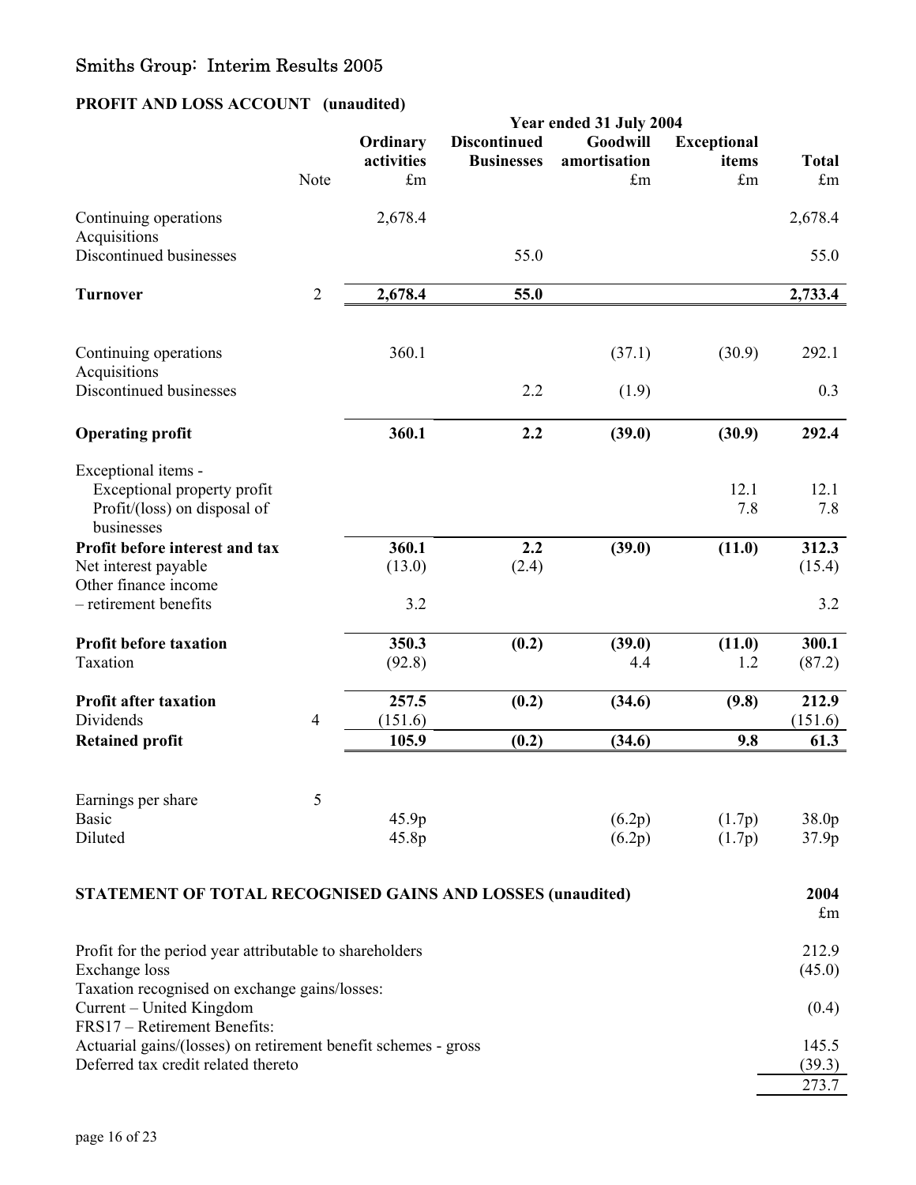# Smiths Group: Interim Results 2005

## PROFIT AND LOSS ACCOUNT (unaudited)

| | | Year ended 31 July 2004 | | | | |
|---|---|---|---|---|---|---|
| | Note | Ordinary activities £m | Discontinued Businesses | Goodwill amortisation £m | Exceptional items £m | Total £m |
| Continuing operations | | 2,678.4 | | | | 2,678.4 |
| Acquisitions | | | | | | |
| Discontinued businesses | | | 55.0 | | | 55.0 |
| **Turnover** | 2 | **2,678.4** | **55.0** | | | **2,733.4** |
| Continuing operations | | 360.1 | | (37.1) | (30.9) | 292.1 |
| Acquisitions | | | | | | |
| Discontinued businesses | | | 2.2 | (1.9) | | 0.3 |
| **Operating profit** | | **360.1** | **2.2** | **(39.0)** | **(30.9)** | **292.4** |
| Exceptional items - | | | | | | |
| Exceptional property profit | | | | | 12.1 | 12.1 |
| Profit/(loss) on disposal of businesses | | | | | 7.8 | 7.8 |
| **Profit before interest and tax** | | **360.1** | **2.2** | **(39.0)** | **(11.0)** | **312.3** |
| Net interest payable | | (13.0) | (2.4) | | | (15.4) |
| Other finance income – retirement benefits | | 3.2 | | | | 3.2 |
| **Profit before taxation** | | **350.3** | **(0.2)** | **(39.0)** | **(11.0)** | **300.1** |
| Taxation | | (92.8) | | 4.4 | 1.2 | (87.2) |
| **Profit after taxation** | | **257.5** | **(0.2)** | **(34.6)** | **(9.8)** | **212.9** |
| Dividends | 4 | (151.6) | | | | (151.6) |
| **Retained profit** | | **105.9** | **(0.2)** | **(34.6)** | **9.8** | **61.3** |
| Earnings per share | 5 | | | | | |
| Basic | | 45.9p | | (6.2p) | (1.7p) | 38.0p |
| Diluted | | 45.8p | | (6.2p) | (1.7p) | 37.9p |

## STATEMENT OF TOTAL RECOGNISED GAINS AND LOSSES (unaudited)

| | 2004 £m |
|---|---|
| Profit for the period year attributable to shareholders | 212.9 |
| Exchange loss | (45.0) |
| Taxation recognised on exchange gains/losses: | |
| Current – United Kingdom | (0.4) |
| FRS17 – Retirement Benefits: | |
| Actuarial gains/(losses) on retirement benefit schemes - gross | 145.5 |
| Deferred tax credit related thereto | (39.3) |
| | 273.7 |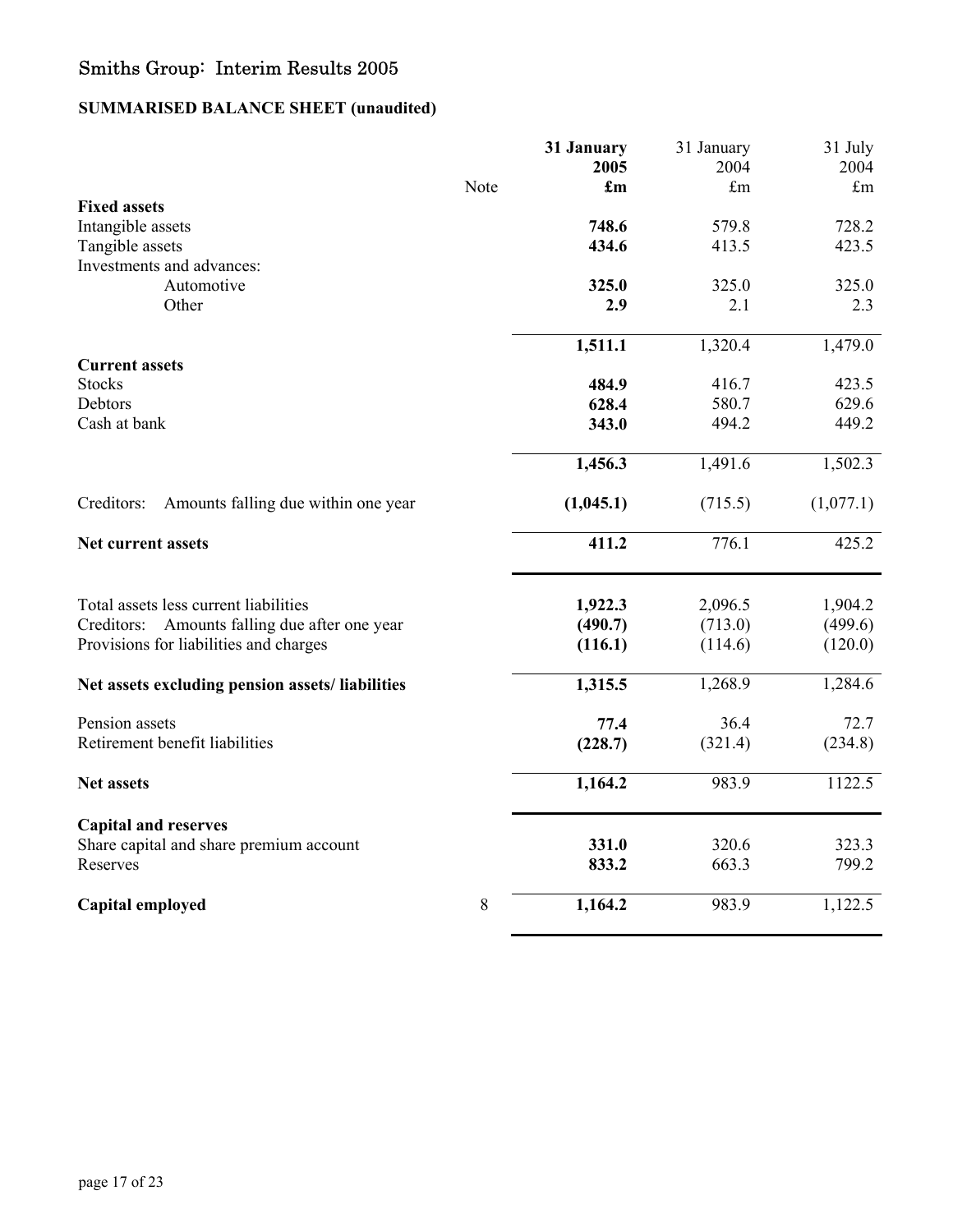# Smiths Group: Interim Results 2005

## SUMMARISED BALANCE SHEET (unaudited)

| | Note | **31 January 2005 £m** | 31 January 2004 £m | 31 July 2004 £m |
|---|---|---|---|---|
| **Fixed assets** | | | | |
| Intangible assets | | **748.6** | 579.8 | 728.2 |
| Tangible assets | | **434.6** | 413.5 | 423.5 |
| Investments and advances: | | | | |
| Automotive | | **325.0** | 325.0 | 325.0 |
| Other | | **2.9** | 2.1 | 2.3 |
| | | **1,511.1** | 1,320.4 | 1,479.0 |
| **Current assets** | | | | |
| Stocks | | **484.9** | 416.7 | 423.5 |
| Debtors | | **628.4** | 580.7 | 629.6 |
| Cash at bank | | **343.0** | 494.2 | 449.2 |
| | | **1,456.3** | 1,491.6 | 1,502.3 |
| Creditors: Amounts falling due within one year | | **(1,045.1)** | (715.5) | (1,077.1) |
| **Net current assets** | | **411.2** | 776.1 | 425.2 |
| Total assets less current liabilities | | **1,922.3** | 2,096.5 | 1,904.2 |
| Creditors: Amounts falling due after one year | | **(490.7)** | (713.0) | (499.6) |
| Provisions for liabilities and charges | | **(116.1)** | (114.6) | (120.0) |
| **Net assets excluding pension assets/ liabilities** | | **1,315.5** | 1,268.9 | 1,284.6 |
| Pension assets | | **77.4** | 36.4 | 72.7 |
| Retirement benefit liabilities | | **(228.7)** | (321.4) | (234.8) |
| **Net assets** | | **1,164.2** | 983.9 | 1122.5 |
| **Capital and reserves** | | | | |
| Share capital and share premium account | | **331.0** | 320.6 | 323.3 |
| Reserves | | **833.2** | 663.3 | 799.2 |
| **Capital employed** | 8 | **1,164.2** | 983.9 | 1,122.5 |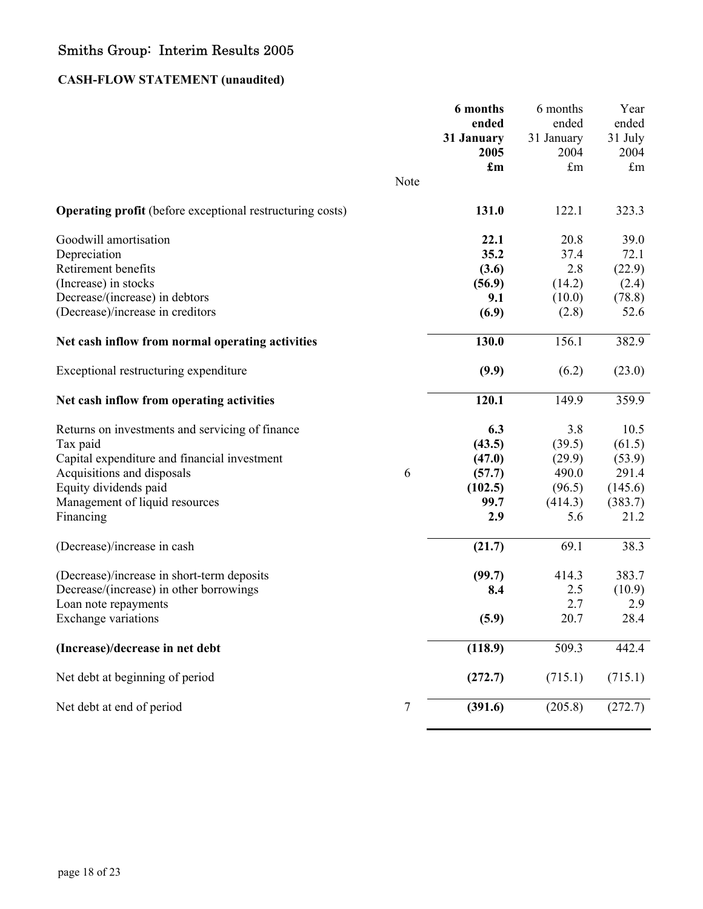# Smiths Group: Interim Results 2005

## CASH-FLOW STATEMENT (unaudited)

| | Note | **6 months ended 31 January 2005 £m** | 6 months ended 31 January 2004 £m | Year ended 31 July 2004 £m |
|---|---|---|---|---|
| **Operating profit** (before exceptional restructuring costs) | | **131.0** | 122.1 | 323.3 |
| Goodwill amortisation | | **22.1** | 20.8 | 39.0 |
| Depreciation | | **35.2** | 37.4 | 72.1 |
| Retirement benefits | | **(3.6)** | 2.8 | (22.9) |
| (Increase) in stocks | | **(56.9)** | (14.2) | (2.4) |
| Decrease/(increase) in debtors | | **9.1** | (10.0) | (78.8) |
| (Decrease)/increase in creditors | | **(6.9)** | (2.8) | 52.6 |
| **Net cash inflow from normal operating activities** | | **130.0** | 156.1 | 382.9 |
| Exceptional restructuring expenditure | | **(9.9)** | (6.2) | (23.0) |
| **Net cash inflow from operating activities** | | **120.1** | 149.9 | 359.9 |
| Returns on investments and servicing of finance | | **6.3** | 3.8 | 10.5 |
| Tax paid | | **(43.5)** | (39.5) | (61.5) |
| Capital expenditure and financial investment | | **(47.0)** | (29.9) | (53.9) |
| Acquisitions and disposals | 6 | **(57.7)** | 490.0 | 291.4 |
| Equity dividends paid | | **(102.5)** | (96.5) | (145.6) |
| Management of liquid resources | | **99.7** | (414.3) | (383.7) |
| Financing | | **2.9** | 5.6 | 21.2 |
| (Decrease)/increase in cash | | **(21.7)** | 69.1 | 38.3 |
| (Decrease)/increase in short-term deposits | | **(99.7)** | 414.3 | 383.7 |
| Decrease/(increase) in other borrowings | | **8.4** | 2.5 | (10.9) |
| Loan note repayments | | | 2.7 | 2.9 |
| Exchange variations | | **(5.9)** | 20.7 | 28.4 |
| **(Increase)/decrease in net debt** | | **(118.9)** | 509.3 | 442.4 |
| Net debt at beginning of period | | **(272.7)** | (715.1) | (715.1) |
| Net debt at end of period | 7 | **(391.6)** | (205.8) | (272.7) |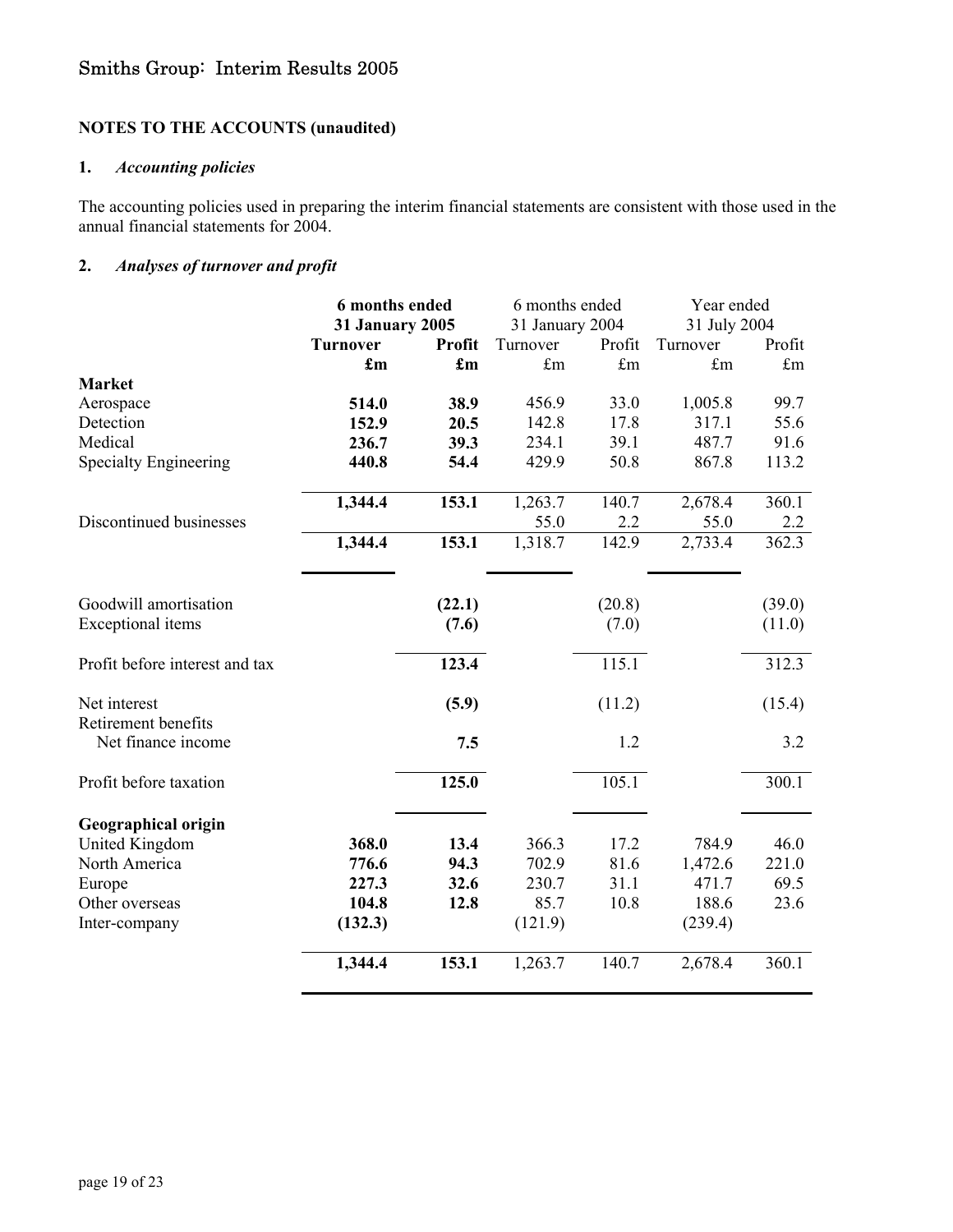**NOTES TO THE ACCOUNTS (unaudited)**

**1.** ***Accounting policies***

The accounting policies used in preparing the interim financial statements are consistent with those used in the annual financial statements for 2004.

**2.** ***Analyses of turnover and profit***

| | **6 months ended 31 January 2005** | | 6 months ended 31 January 2004 | | Year ended 31 July 2004 | |
|---|---|---|---|---|---|---|
| | **Turnover** | **Profit** | Turnover | Profit | Turnover | Profit |
| | **£m** | **£m** | £m | £m | £m | £m |
| **Market** | | | | | | |
| Aerospace | **514.0** | **38.9** | 456.9 | 33.0 | 1,005.8 | 99.7 |
| Detection | **152.9** | **20.5** | 142.8 | 17.8 | 317.1 | 55.6 |
| Medical | **236.7** | **39.3** | 234.1 | 39.1 | 487.7 | 91.6 |
| Specialty Engineering | **440.8** | **54.4** | 429.9 | 50.8 | 867.8 | 113.2 |
| | **1,344.4** | **153.1** | 1,263.7 | 140.7 | 2,678.4 | 360.1 |
| Discontinued businesses | | | 55.0 | 2.2 | 55.0 | 2.2 |
| | **1,344.4** | **153.1** | 1,318.7 | 142.9 | 2,733.4 | 362.3 |
| Goodwill amortisation | | **(22.1)** | | (20.8) | | (39.0) |
| Exceptional items | | **(7.6)** | | (7.0) | | (11.0) |
| Profit before interest and tax | | **123.4** | | 115.1 | | 312.3 |
| Net interest | | **(5.9)** | | (11.2) | | (15.4) |
| Retirement benefits Net finance income | | **7.5** | | 1.2 | | 3.2 |
| Profit before taxation | | **125.0** | | 105.1 | | 300.1 |
| **Geographical origin** | | | | | | |
| United Kingdom | **368.0** | **13.4** | 366.3 | 17.2 | 784.9 | 46.0 |
| North America | **776.6** | **94.3** | 702.9 | 81.6 | 1,472.6 | 221.0 |
| Europe | **227.3** | **32.6** | 230.7 | 31.1 | 471.7 | 69.5 |
| Other overseas | **104.8** | **12.8** | 85.7 | 10.8 | 188.6 | 23.6 |
| Inter-company | **(132.3)** | | (121.9) | | (239.4) | |
| | **1,344.4** | **153.1** | 1,263.7 | 140.7 | 2,678.4 | 360.1 |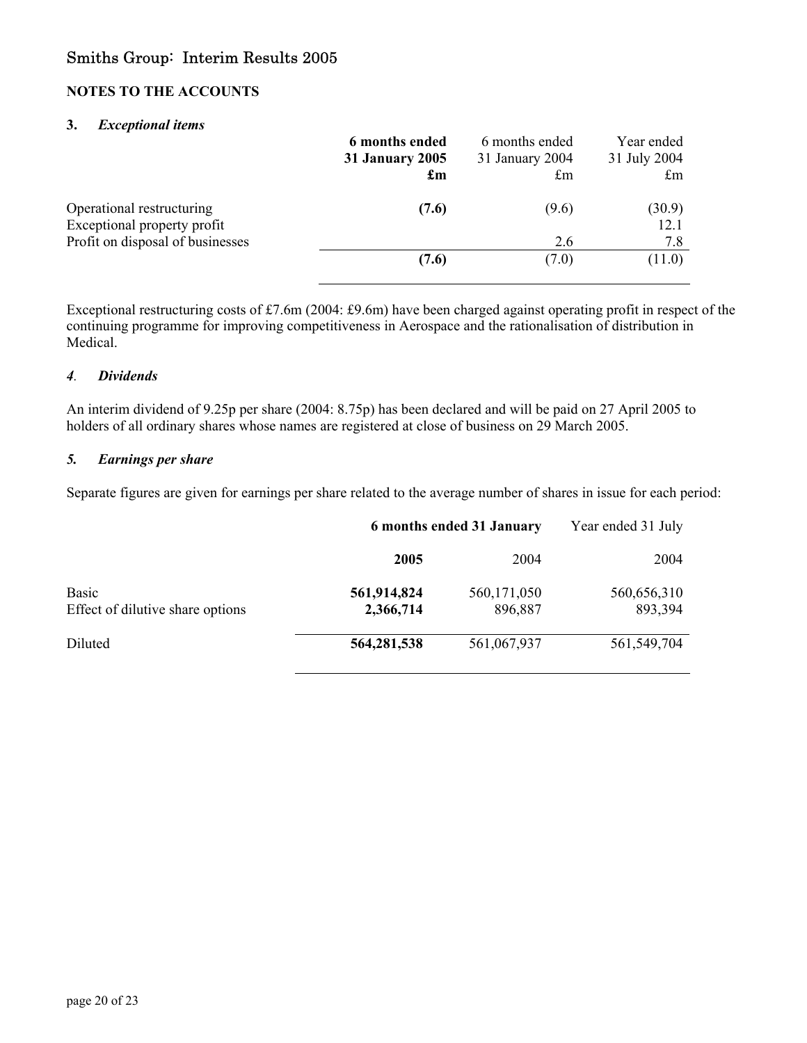## Smiths Group: Interim Results 2005

### NOTES TO THE ACCOUNTS

#### 3. *Exceptional items*

| | **6 months ended 31 January 2005 £m** | 6 months ended 31 January 2004 £m | Year ended 31 July 2004 £m |
|---|---|---|---|
| Operational restructuring | **(7.6)** | (9.6) | (30.9) |
| Exceptional property profit | | | 12.1 |
| Profit on disposal of businesses | | 2.6 | 7.8 |
| | **(7.6)** | (7.0) | (11.0) |

Exceptional restructuring costs of £7.6m (2004: £9.6m) have been charged against operating profit in respect of the continuing programme for improving competitiveness in Aerospace and the rationalisation of distribution in Medical.

#### *4. Dividends*

An interim dividend of 9.25p per share (2004: 8.75p) has been declared and will be paid on 27 April 2005 to holders of all ordinary shares whose names are registered at close of business on 29 March 2005.

#### *5. Earnings per share*

Separate figures are given for earnings per share related to the average number of shares in issue for each period:

| | **6 months ended 31 January** | | Year ended 31 July |
|---|---|---|---|
| | **2005** | 2004 | 2004 |
| Basic | **561,914,824** | 560,171,050 | 560,656,310 |
| Effect of dilutive share options | **2,366,714** | 896,887 | 893,394 |
| Diluted | **564,281,538** | 561,067,937 | 561,549,704 |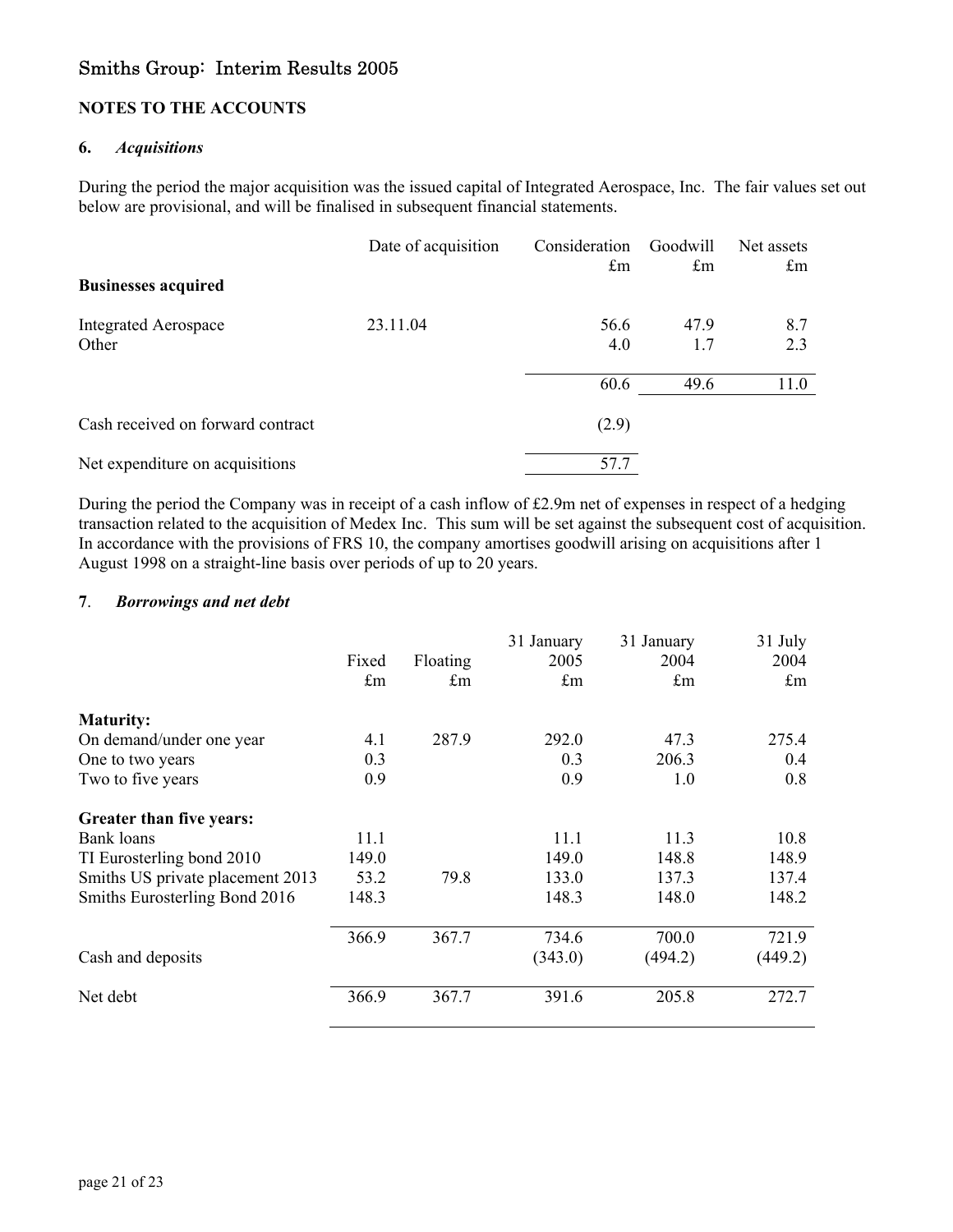# Smiths Group: Interim Results 2005

## NOTES TO THE ACCOUNTS

### 6. *Acquisitions*

During the period the major acquisition was the issued capital of Integrated Aerospace, Inc. The fair values set out below are provisional, and will be finalised in subsequent financial statements.

| | Date of acquisition | Consideration £m | Goodwill £m | Net assets £m |
|---|---|---|---|---|
| **Businesses acquired** | | | | |
| Integrated Aerospace | 23.11.04 | 56.6 | 47.9 | 8.7 |
| Other | | 4.0 | 1.7 | 2.3 |
| | | 60.6 | 49.6 | 11.0 |
| Cash received on forward contract | | (2.9) | | |
| Net expenditure on acquisitions | | 57.7 | | |

During the period the Company was in receipt of a cash inflow of £2.9m net of expenses in respect of a hedging transaction related to the acquisition of Medex Inc. This sum will be set against the subsequent cost of acquisition. In accordance with the provisions of FRS 10, the company amortises goodwill arising on acquisitions after 1 August 1998 on a straight-line basis over periods of up to 20 years.

### 7. *Borrowings and net debt*

| | Fixed £m | Floating £m | 31 January 2005 £m | 31 January 2004 £m | 31 July 2004 £m |
|---|---|---|---|---|---|
| **Maturity:** | | | | | |
| On demand/under one year | 4.1 | 287.9 | 292.0 | 47.3 | 275.4 |
| One to two years | 0.3 | | 0.3 | 206.3 | 0.4 |
| Two to five years | 0.9 | | 0.9 | 1.0 | 0.8 |
| **Greater than five years:** | | | | | |
| Bank loans | 11.1 | | 11.1 | 11.3 | 10.8 |
| TI Eurosterling bond 2010 | 149.0 | | 149.0 | 148.8 | 148.9 |
| Smiths US private placement 2013 | 53.2 | 79.8 | 133.0 | 137.3 | 137.4 |
| Smiths Eurosterling Bond 2016 | 148.3 | | 148.3 | 148.0 | 148.2 |
| | 366.9 | 367.7 | 734.6 | 700.0 | 721.9 |
| Cash and deposits | | | (343.0) | (494.2) | (449.2) |
| Net debt | 366.9 | 367.7 | 391.6 | 205.8 | 272.7 |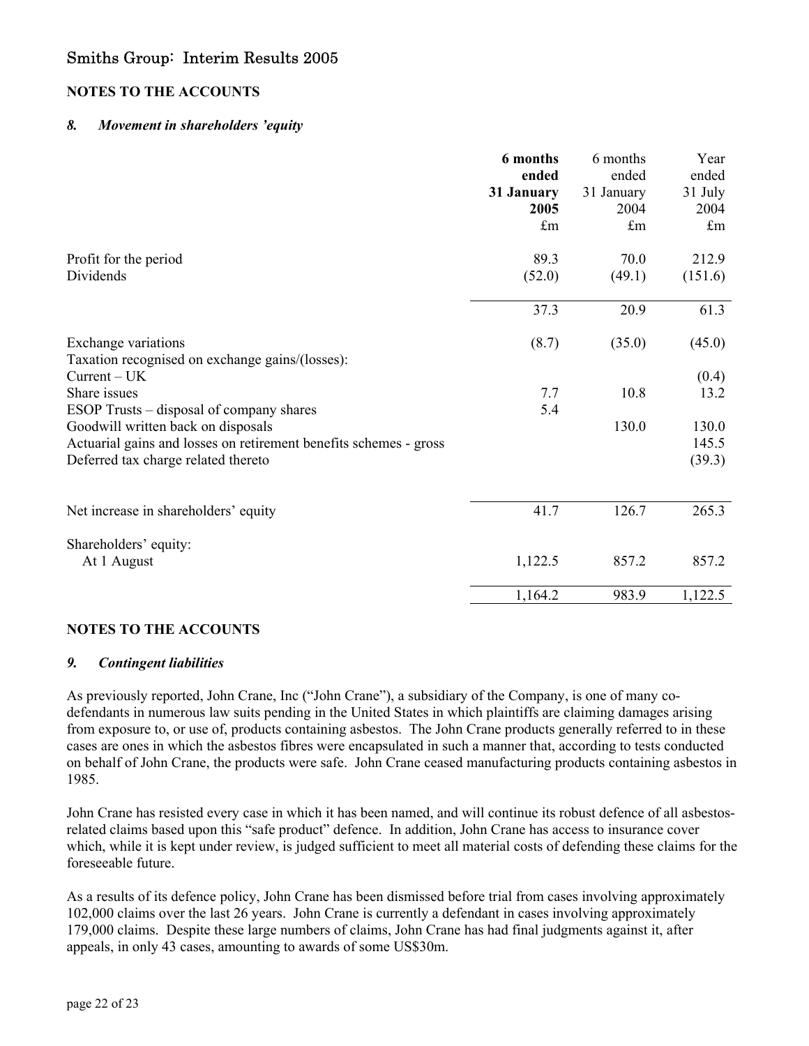## NOTES TO THE ACCOUNTS

### *8. Movement in shareholders 'equity*

| | **6 months ended 31 January 2005 £m** | 6 months ended 31 January 2004 £m | Year ended 31 July 2004 £m |
|---|---|---|---|
| Profit for the period | 89.3 | 70.0 | 212.9 |
| Dividends | (52.0) | (49.1) | (151.6) |
| | 37.3 | 20.9 | 61.3 |
| Exchange variations | (8.7) | (35.0) | (45.0) |
| Taxation recognised on exchange gains/(losses): | | | |
| Current – UK | | | (0.4) |
| Share issues | 7.7 | 10.8 | 13.2 |
| ESOP Trusts – disposal of company shares | 5.4 | | |
| Goodwill written back on disposals | | 130.0 | 130.0 |
| Actuarial gains and losses on retirement benefits schemes - gross | | | 145.5 |
| Deferred tax charge related thereto | | | (39.3) |
| Net increase in shareholders' equity | 41.7 | 126.7 | 265.3 |
| Shareholders' equity: | | | |
| At 1 August | 1,122.5 | 857.2 | 857.2 |
| | 1,164.2 | 983.9 | 1,122.5 |

## NOTES TO THE ACCOUNTS

### *9. Contingent liabilities*

As previously reported, John Crane, Inc ("John Crane"), a subsidiary of the Company, is one of many co-defendants in numerous law suits pending in the United States in which plaintiffs are claiming damages arising from exposure to, or use of, products containing asbestos. The John Crane products generally referred to in these cases are ones in which the asbestos fibres were encapsulated in such a manner that, according to tests conducted on behalf of John Crane, the products were safe. John Crane ceased manufacturing products containing asbestos in 1985.

John Crane has resisted every case in which it has been named, and will continue its robust defence of all asbestos-related claims based upon this "safe product" defence. In addition, John Crane has access to insurance cover which, while it is kept under review, is judged sufficient to meet all material costs of defending these claims for the foreseeable future.

As a results of its defence policy, John Crane has been dismissed before trial from cases involving approximately 102,000 claims over the last 26 years. John Crane is currently a defendant in cases involving approximately 179,000 claims. Despite these large numbers of claims, John Crane has had final judgments against it, after appeals, in only 43 cases, amounting to awards of some US$30m.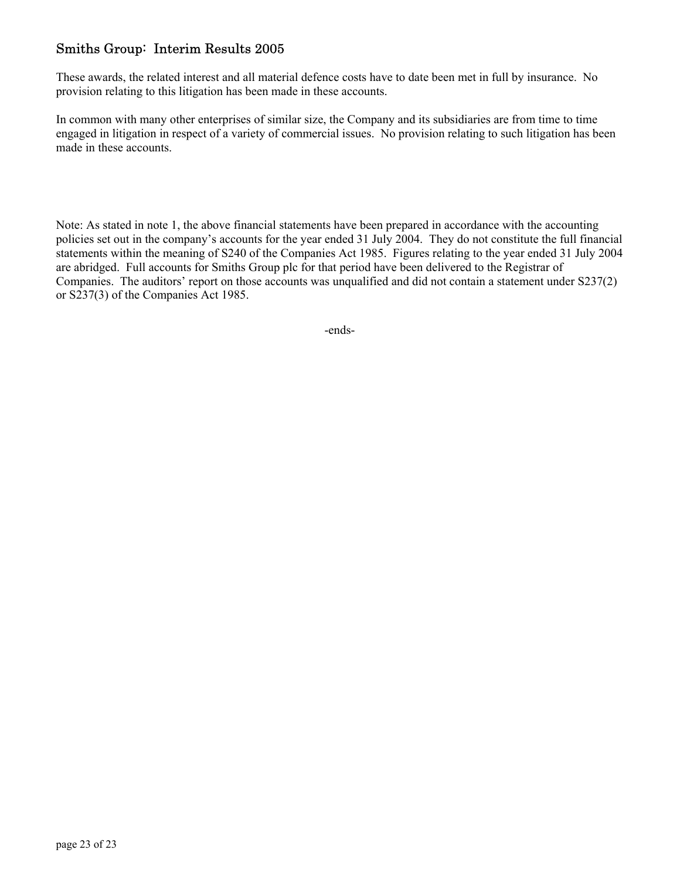These awards, the related interest and all material defence costs have to date been met in full by insurance. No provision relating to this litigation has been made in these accounts.

In common with many other enterprises of similar size, the Company and its subsidiaries are from time to time engaged in litigation in respect of a variety of commercial issues. No provision relating to such litigation has been made in these accounts.

Note: As stated in note 1, the above financial statements have been prepared in accordance with the accounting policies set out in the company's accounts for the year ended 31 July 2004. They do not constitute the full financial statements within the meaning of S240 of the Companies Act 1985. Figures relating to the year ended 31 July 2004 are abridged. Full accounts for Smiths Group plc for that period have been delivered to the Registrar of Companies. The auditors' report on those accounts was unqualified and did not contain a statement under S237(2) or S237(3) of the Companies Act 1985.

-ends-